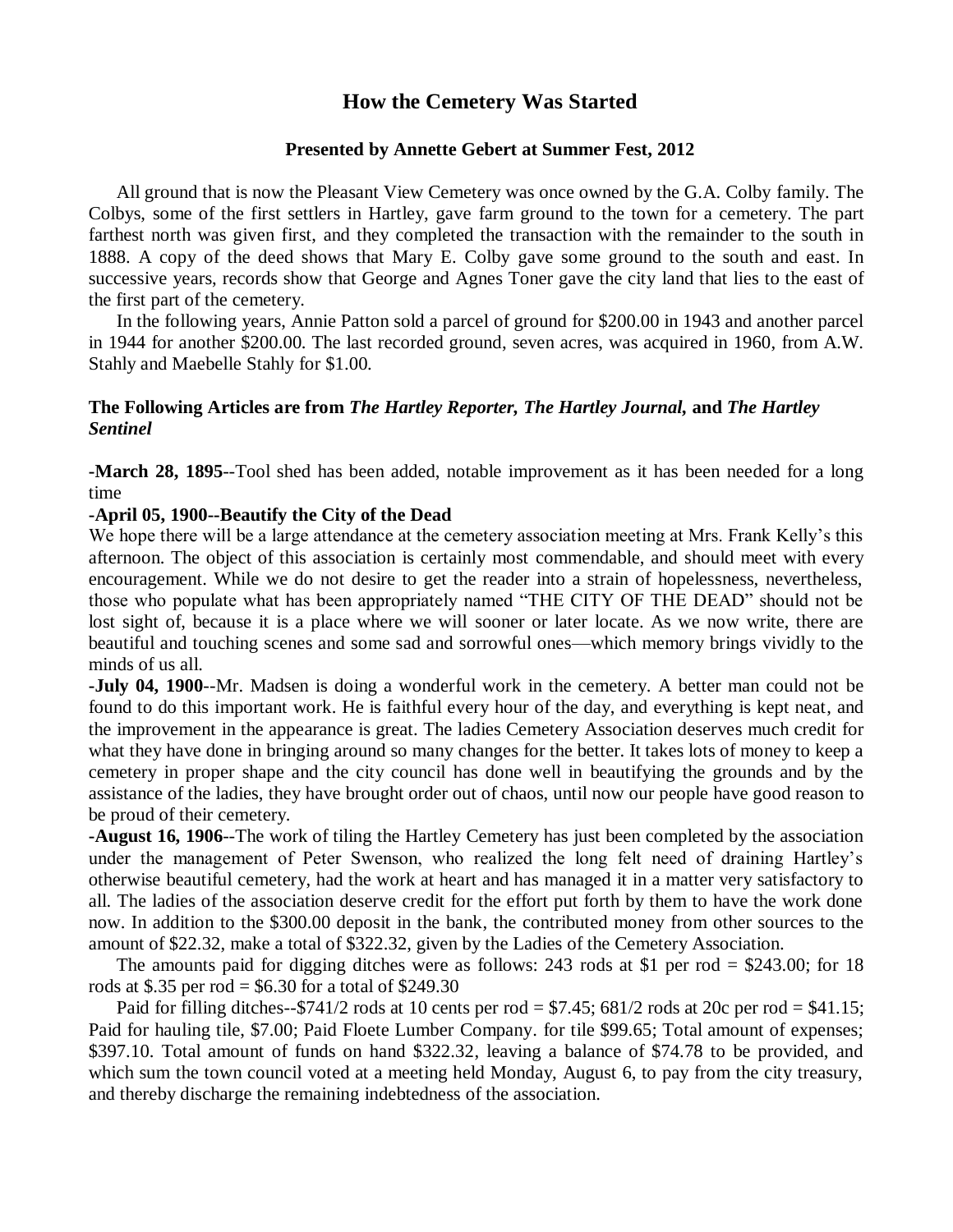# How the Cemetery Was Started

### Presented by Annette Gebert at Summer Fest, 2012

All ground that is now the Pleasant View Cemetery was once owned by the G.A. Colby family. The Colbys, some of the first settlers in Hartley, gave farm ground to the town for a cemetery. The part farthest north was given first, and they completed the transaction with the remainder to the south in 1888. A copy of the deed shows that Mary E. Colby gave some ground to the south and east. In successive years, records show that George and Agnes Toner gave the city land that lies to the east of the first part of the cemetery.

In the following years, Annie Patton sold a parcel of ground for $200.00 in 1943 and another parcel in 1944 for another $200.00. The last recorded ground, seven acres, was acquired in 1960, from A.W. Stahly and Maebelle Stahly for $1.00.

### The Following Articles are from *The Hartley Reporter, The Hartley Journal,* and *The Hartley Sentinel*

**-March 28, 1895**--Tool shed has been added, notable improvement as it has been needed for a long time

**-April 05, 1900--Beautify the City of the Dead**

We hope there will be a large attendance at the cemetery association meeting at Mrs. Frank Kelly's this afternoon. The object of this association is certainly most commendable, and should meet with every encouragement. While we do not desire to get the reader into a strain of hopelessness, nevertheless, those who populate what has been appropriately named "THE CITY OF THE DEAD" should not be lost sight of, because it is a place where we will sooner or later locate. As we now write, there are beautiful and touching scenes and some sad and sorrowful ones—which memory brings vividly to the minds of us all.

**-July 04, 1900**--Mr. Madsen is doing a wonderful work in the cemetery. A better man could not be found to do this important work. He is faithful every hour of the day, and everything is kept neat, and the improvement in the appearance is great. The ladies Cemetery Association deserves much credit for what they have done in bringing around so many changes for the better. It takes lots of money to keep a cemetery in proper shape and the city council has done well in beautifying the grounds and by the assistance of the ladies, they have brought order out of chaos, until now our people have good reason to be proud of their cemetery.

**-August 16, 1906**--The work of tiling the Hartley Cemetery has just been completed by the association under the management of Peter Swenson, who realized the long felt need of draining Hartley's otherwise beautiful cemetery, had the work at heart and has managed it in a matter very satisfactory to all. The ladies of the association deserve credit for the effort put forth by them to have the work done now. In addition to the $300.00 deposit in the bank, the contributed money from other sources to the amount of $22.32, make a total of $322.32, given by the Ladies of the Cemetery Association.

The amounts paid for digging ditches were as follows: 243 rods at $1 per rod = $243.00; for 18 rods at $.35 per rod = $6.30 for a total of $249.30

Paid for filling ditches--$741/2 rods at 10 cents per rod = $7.45; 681/2 rods at 20c per rod = $41.15; Paid for hauling tile, $7.00; Paid Floete Lumber Company. for tile $99.65; Total amount of expenses; $397.10. Total amount of funds on hand $322.32, leaving a balance of $74.78 to be provided, and which sum the town council voted at a meeting held Monday, August 6, to pay from the city treasury, and thereby discharge the remaining indebtedness of the association.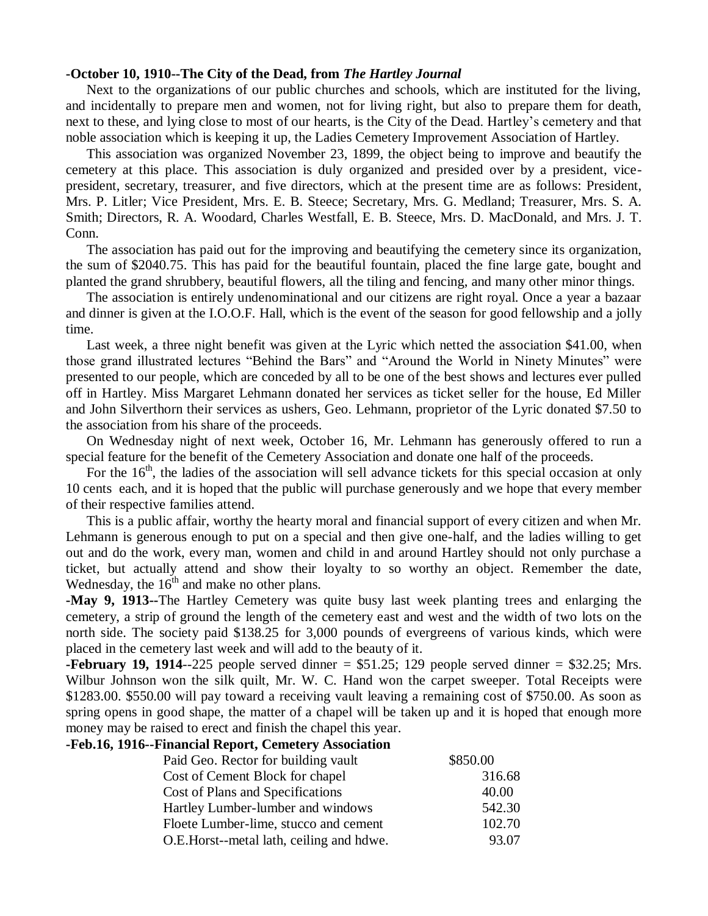**-October 10, 1910--The City of the Dead, from *The Hartley Journal***

Next to the organizations of our public churches and schools, which are instituted for the living, and incidentally to prepare men and women, not for living right, but also to prepare them for death, next to these, and lying close to most of our hearts, is the City of the Dead. Hartley's cemetery and that noble association which is keeping it up, the Ladies Cemetery Improvement Association of Hartley.

This association was organized November 23, 1899, the object being to improve and beautify the cemetery at this place. This association is duly organized and presided over by a president, vice-president, secretary, treasurer, and five directors, which at the present time are as follows: President, Mrs. P. Litler; Vice President, Mrs. E. B. Steece; Secretary, Mrs. G. Medland; Treasurer, Mrs. S. A. Smith; Directors, R. A. Woodard, Charles Westfall, E. B. Steece, Mrs. D. MacDonald, and Mrs. J. T. Conn.

The association has paid out for the improving and beautifying the cemetery since its organization, the sum of $2040.75. This has paid for the beautiful fountain, placed the fine large gate, bought and planted the grand shrubbery, beautiful flowers, all the tiling and fencing, and many other minor things.

The association is entirely undenominational and our citizens are right royal. Once a year a bazaar and dinner is given at the I.O.O.F. Hall, which is the event of the season for good fellowship and a jolly time.

Last week, a three night benefit was given at the Lyric which netted the association $41.00, when those grand illustrated lectures "Behind the Bars" and "Around the World in Ninety Minutes" were presented to our people, which are conceded by all to be one of the best shows and lectures ever pulled off in Hartley. Miss Margaret Lehmann donated her services as ticket seller for the house, Ed Miller and John Silverthorn their services as ushers, Geo. Lehmann, proprietor of the Lyric donated $7.50 to the association from his share of the proceeds.

On Wednesday night of next week, October 16, Mr. Lehmann has generously offered to run a special feature for the benefit of the Cemetery Association and donate one half of the proceeds.

For the 16th, the ladies of the association will sell advance tickets for this special occasion at only 10 cents each, and it is hoped that the public will purchase generously and we hope that every member of their respective families attend.

This is a public affair, worthy the hearty moral and financial support of every citizen and when Mr. Lehmann is generous enough to put on a special and then give one-half, and the ladies willing to get out and do the work, every man, women and child in and around Hartley should not only purchase a ticket, but actually attend and show their loyalty to so worthy an object. Remember the date, Wednesday, the 16th and make no other plans.

**-May 9, 1913--**The Hartley Cemetery was quite busy last week planting trees and enlarging the cemetery, a strip of ground the length of the cemetery east and west and the width of two lots on the north side. The society paid $138.25 for 3,000 pounds of evergreens of various kinds, which were placed in the cemetery last week and will add to the beauty of it.

**-February 19, 1914**--225 people served dinner = $51.25; 129 people served dinner = $32.25; Mrs. Wilbur Johnson won the silk quilt, Mr. W. C. Hand won the carpet sweeper. Total Receipts were $1283.00. $550.00 will pay toward a receiving vault leaving a remaining cost of $750.00. As soon as spring opens in good shape, the matter of a chapel will be taken up and it is hoped that enough more money may be raised to erect and finish the chapel this year.

**-Feb.16, 1916--Financial Report, Cemetery Association**

| | |
|---|---|
| Paid Geo. Rector for building vault | $850.00 |
| Cost of Cement Block for chapel | 316.68 |
| Cost of Plans and Specifications | 40.00 |
| Hartley Lumber-lumber and windows | 542.30 |
| Floete Lumber-lime, stucco and cement | 102.70 |
| O.E.Horst--metal lath, ceiling and hdwe. | 93.07 |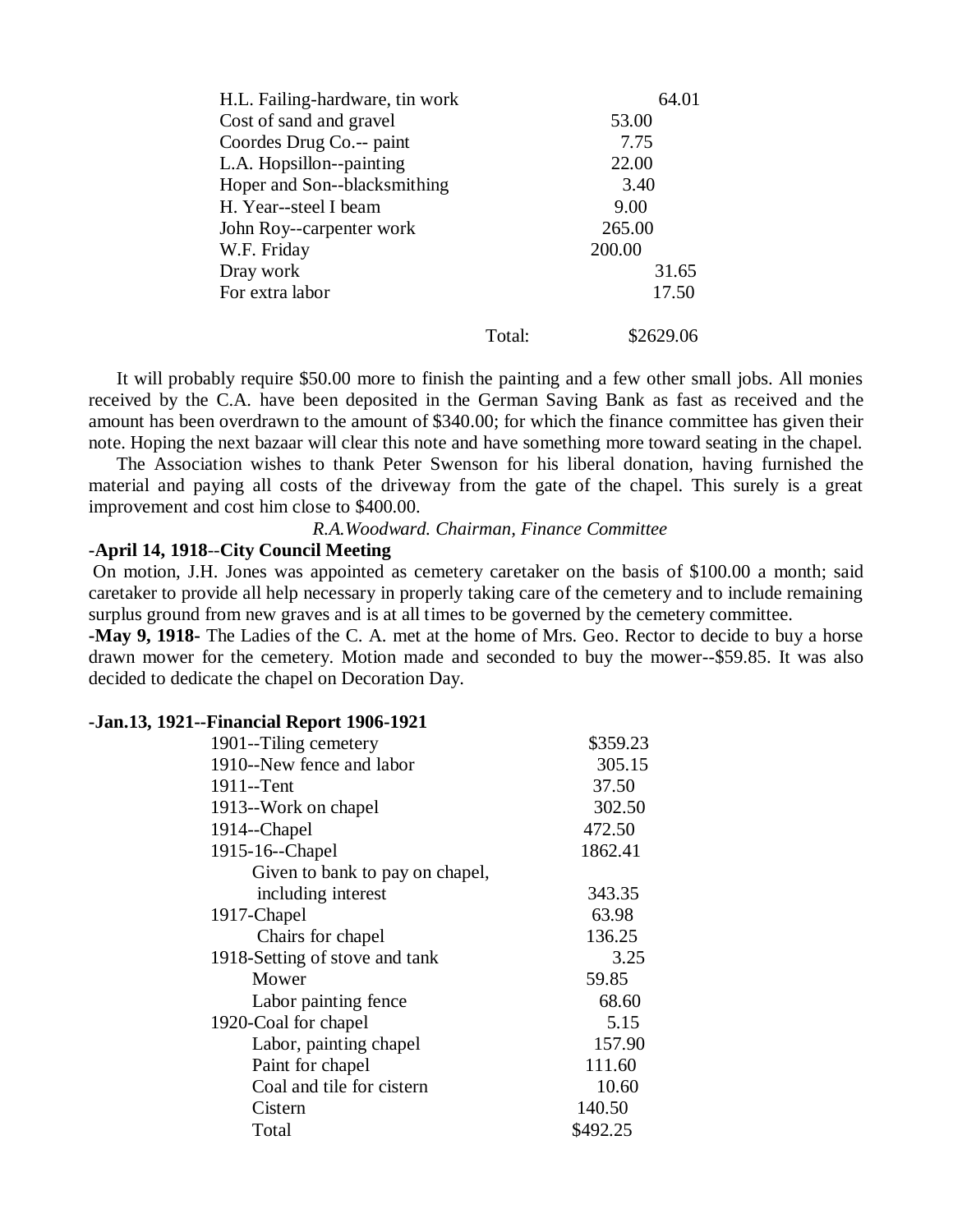| | |
|---|---|
| H.L. Failing-hardware, tin work | 64.01 |
| Cost of sand and gravel | 53.00 |
| Coordes Drug Co.-- paint | 7.75 |
| L.A. Hopsillon--painting | 22.00 |
| Hoper and Son--blacksmithing | 3.40 |
| H. Year--steel I beam | 9.00 |
| John Roy--carpenter work | 265.00 |
| W.F. Friday | 200.00 |
| Dray work | 31.65 |
| For extra labor | 17.50 |
| Total: | $2629.06 |

It will probably require $50.00 more to finish the painting and a few other small jobs. All monies received by the C.A. have been deposited in the German Saving Bank as fast as received and the amount has been overdrawn to the amount of $340.00; for which the finance committee has given their note. Hoping the next bazaar will clear this note and have something more toward seating in the chapel.

The Association wishes to thank Peter Swenson for his liberal donation, having furnished the material and paying all costs of the driveway from the gate of the chapel. This surely is a great improvement and cost him close to $400.00.

*R.A.Woodward. Chairman, Finance Committee*

**-April 14, 1918--City Council Meeting**

On motion, J.H. Jones was appointed as cemetery caretaker on the basis of $100.00 a month; said caretaker to provide all help necessary in properly taking care of the cemetery and to include remaining surplus ground from new graves and is at all times to be governed by the cemetery committee.

**-May 9, 1918-** The Ladies of the C. A. met at the home of Mrs. Geo. Rector to decide to buy a horse drawn mower for the cemetery. Motion made and seconded to buy the mower--$59.85. It was also decided to dedicate the chapel on Decoration Day.

**-Jan.13, 1921--Financial Report 1906-1921**

| | |
|---|---|
| 1901--Tiling cemetery | $359.23 |
| 1910--New fence and labor | 305.15 |
| 1911--Tent | 37.50 |
| 1913--Work on chapel | 302.50 |
| 1914--Chapel | 472.50 |
| 1915-16--Chapel | 1862.41 |
| Given to bank to pay on chapel, including interest | 343.35 |
| 1917-Chapel | 63.98 |
| Chairs for chapel | 136.25 |
| 1918-Setting of stove and tank | 3.25 |
| Mower | 59.85 |
| Labor painting fence | 68.60 |
| 1920-Coal for chapel | 5.15 |
| Labor, painting chapel | 157.90 |
| Paint for chapel | 111.60 |
| Coal and tile for cistern | 10.60 |
| Cistern | 140.50 |
| Total | $492.25 |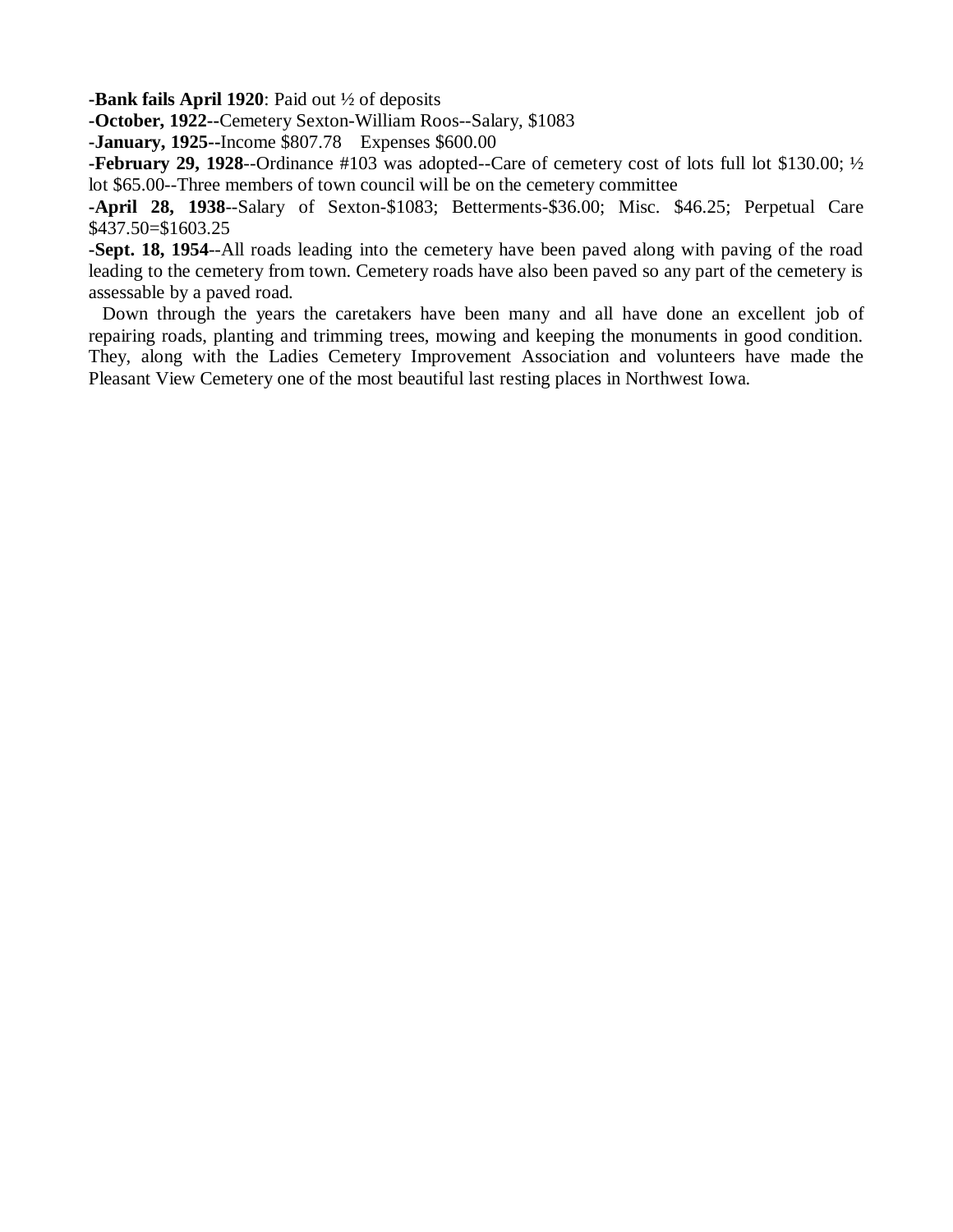-**Bank fails April 1920**: Paid out ½ of deposits

-**October, 1922--**Cemetery Sexton-William Roos--Salary, $1083

-**January, 1925--**Income $807.78    Expenses $600.00

-**February 29, 1928**--Ordinance #103 was adopted--Care of cemetery cost of lots full lot $130.00; ½ lot $65.00--Three members of town council will be on the cemetery committee

-**April 28, 1938**--Salary of Sexton-$1083; Betterments-$36.00; Misc. $46.25; Perpetual Care $437.50=$1603.25

-**Sept. 18, 1954**--All roads leading into the cemetery have been paved along with paving of the road leading to the cemetery from town. Cemetery roads have also been paved so any part of the cemetery is assessable by a paved road.

Down through the years the caretakers have been many and all have done an excellent job of repairing roads, planting and trimming trees, mowing and keeping the monuments in good condition. They, along with the Ladies Cemetery Improvement Association and volunteers have made the Pleasant View Cemetery one of the most beautiful last resting places in Northwest Iowa.